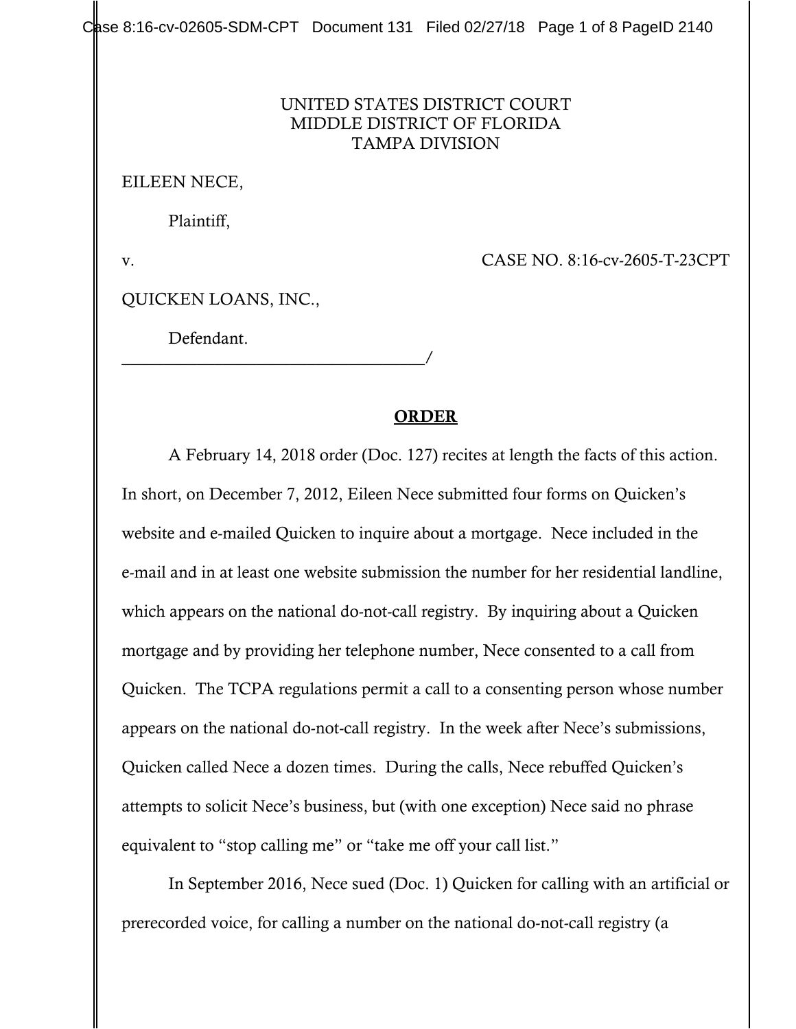UNITED STATES DISTRICT COURT
MIDDLE DISTRICT OF FLORIDA
TAMPA DIVISION

EILEEN NECE,

Plaintiff,

v. CASE NO. 8:16-cv-2605-T-23CPT

QUICKEN LOANS, INC.,

Defendant.
___________________________________/

**ORDER**

A February 14, 2018 order (Doc. 127) recites at length the facts of this action. In short, on December 7, 2012, Eileen Nece submitted four forms on Quicken's website and e-mailed Quicken to inquire about a mortgage. Nece included in the e-mail and in at least one website submission the number for her residential landline, which appears on the national do-not-call registry. By inquiring about a Quicken mortgage and by providing her telephone number, Nece consented to a call from Quicken. The TCPA regulations permit a call to a consenting person whose number appears on the national do-not-call registry. In the week after Nece's submissions, Quicken called Nece a dozen times. During the calls, Nece rebuffed Quicken's attempts to solicit Nece's business, but (with one exception) Nece said no phrase equivalent to "stop calling me" or "take me off your call list."

In September 2016, Nece sued (Doc. 1) Quicken for calling with an artificial or prerecorded voice, for calling a number on the national do-not-call registry (a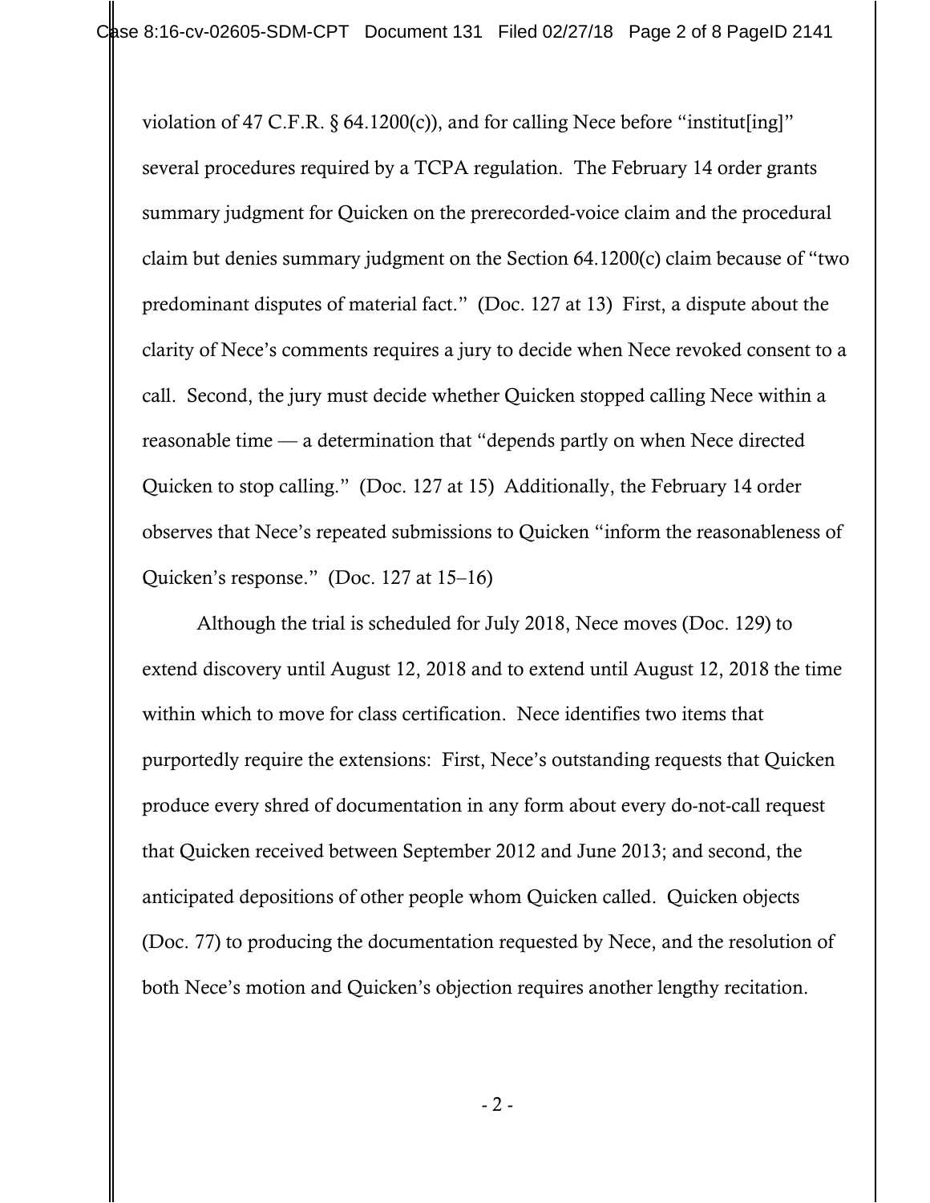violation of 47 C.F.R. § 64.1200(c)), and for calling Nece before "institut[ing]" several procedures required by a TCPA regulation. The February 14 order grants summary judgment for Quicken on the prerecorded-voice claim and the procedural claim but denies summary judgment on the Section 64.1200(c) claim because of "two predominant disputes of material fact." (Doc. 127 at 13) First, a dispute about the clarity of Nece's comments requires a jury to decide when Nece revoked consent to a call. Second, the jury must decide whether Quicken stopped calling Nece within a reasonable time — a determination that "depends partly on when Nece directed Quicken to stop calling." (Doc. 127 at 15) Additionally, the February 14 order observes that Nece's repeated submissions to Quicken "inform the reasonableness of Quicken's response." (Doc. 127 at 15–16)

Although the trial is scheduled for July 2018, Nece moves (Doc. 129) to extend discovery until August 12, 2018 and to extend until August 12, 2018 the time within which to move for class certification. Nece identifies two items that purportedly require the extensions: First, Nece's outstanding requests that Quicken produce every shred of documentation in any form about every do-not-call request that Quicken received between September 2012 and June 2013; and second, the anticipated depositions of other people whom Quicken called. Quicken objects (Doc. 77) to producing the documentation requested by Nece, and the resolution of both Nece's motion and Quicken's objection requires another lengthy recitation.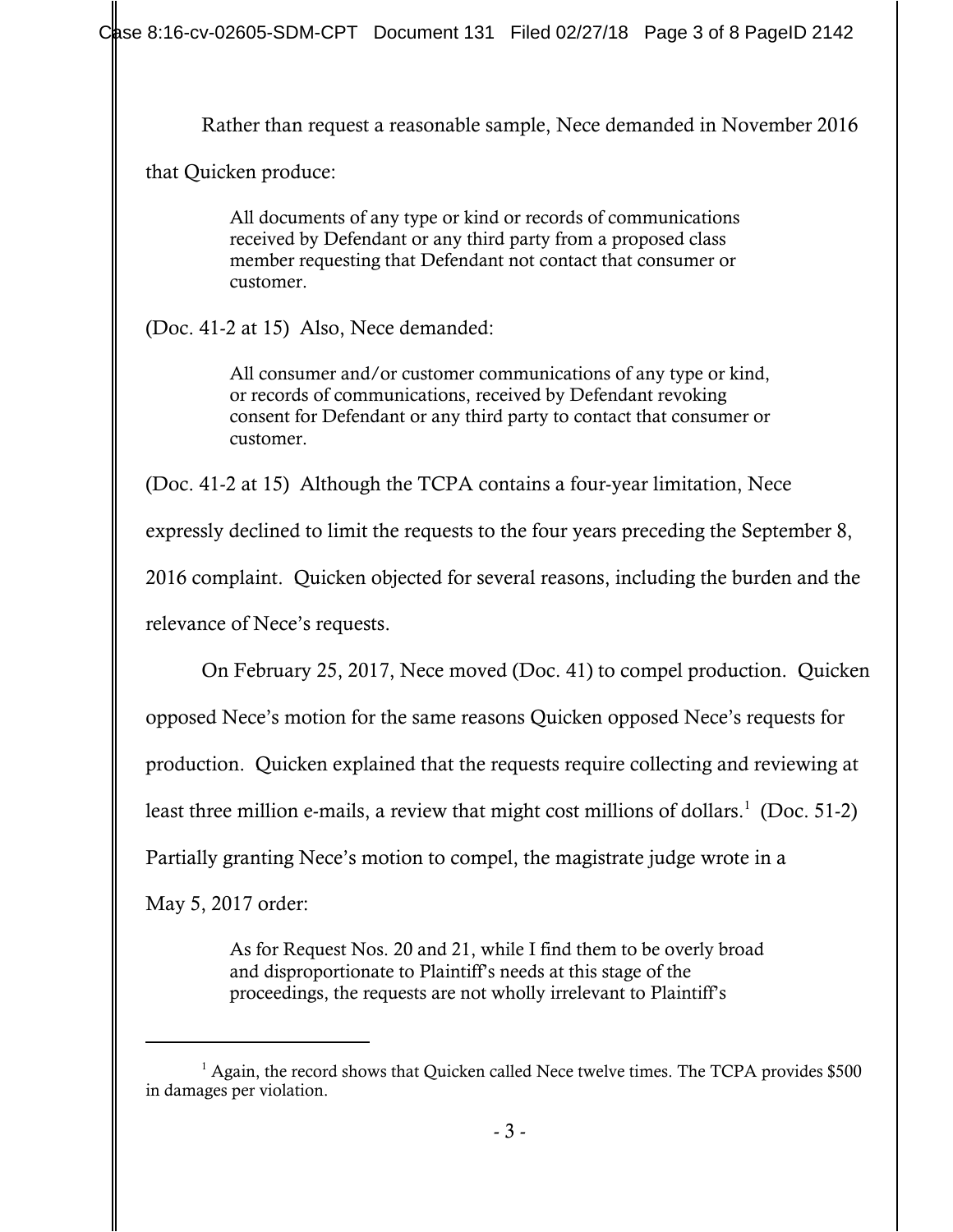Rather than request a reasonable sample, Nece demanded in November 2016 that Quicken produce:

> All documents of any type or kind or records of communications received by Defendant or any third party from a proposed class member requesting that Defendant not contact that consumer or customer.

(Doc. 41-2 at 15) Also, Nece demanded:

> All consumer and/or customer communications of any type or kind, or records of communications, received by Defendant revoking consent for Defendant or any third party to contact that consumer or customer.

(Doc. 41-2 at 15) Although the TCPA contains a four-year limitation, Nece expressly declined to limit the requests to the four years preceding the September 8, 2016 complaint. Quicken objected for several reasons, including the burden and the relevance of Nece's requests.

On February 25, 2017, Nece moved (Doc. 41) to compel production. Quicken opposed Nece's motion for the same reasons Quicken opposed Nece's requests for production. Quicken explained that the requests require collecting and reviewing at least three million e-mails, a review that might cost millions of dollars.[1] (Doc. 51-2) Partially granting Nece's motion to compel, the magistrate judge wrote in a May 5, 2017 order:

> As for Request Nos. 20 and 21, while I find them to be overly broad and disproportionate to Plaintiff's needs at this stage of the proceedings, the requests are not wholly irrelevant to Plaintiff's

---

[1] Again, the record shows that Quicken called Nece twelve times. The TCPA provides $500 in damages per violation.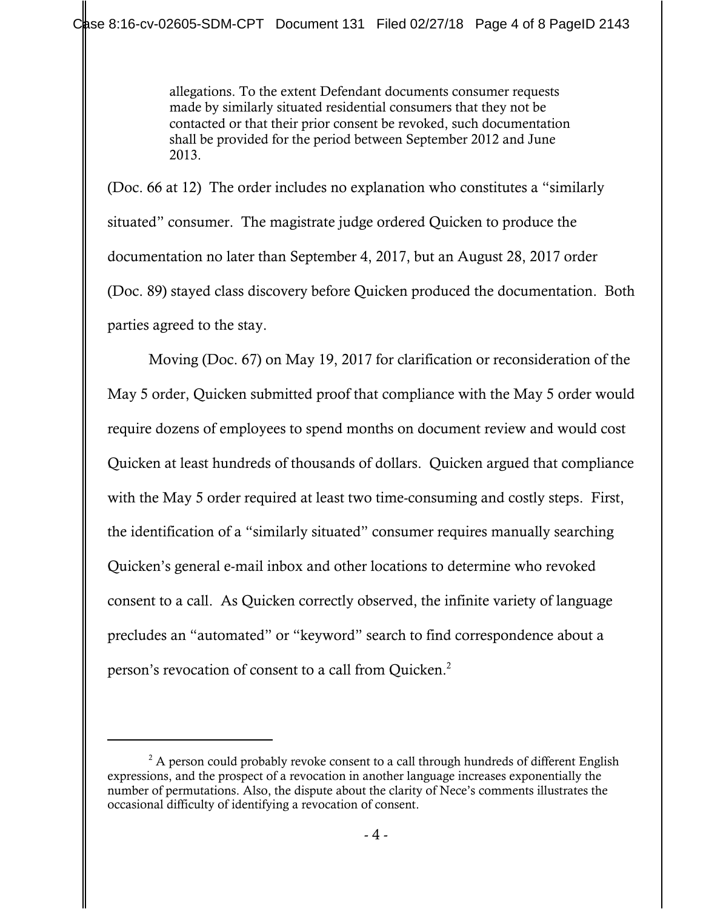> allegations. To the extent Defendant documents consumer requests made by similarly situated residential consumers that they not be contacted or that their prior consent be revoked, such documentation shall be provided for the period between September 2012 and June 2013.

(Doc. 66 at 12) The order includes no explanation who constitutes a "similarly situated" consumer. The magistrate judge ordered Quicken to produce the documentation no later than September 4, 2017, but an August 28, 2017 order (Doc. 89) stayed class discovery before Quicken produced the documentation. Both parties agreed to the stay.

Moving (Doc. 67) on May 19, 2017 for clarification or reconsideration of the May 5 order, Quicken submitted proof that compliance with the May 5 order would require dozens of employees to spend months on document review and would cost Quicken at least hundreds of thousands of dollars. Quicken argued that compliance with the May 5 order required at least two time-consuming and costly steps. First, the identification of a "similarly situated" consumer requires manually searching Quicken's general e-mail inbox and other locations to determine who revoked consent to a call. As Quicken correctly observed, the infinite variety of language precludes an "automated" or "keyword" search to find correspondence about a person's revocation of consent to a call from Quicken.[2]

---

[2] A person could probably revoke consent to a call through hundreds of different English expressions, and the prospect of a revocation in another language increases exponentially the number of permutations. Also, the dispute about the clarity of Nece's comments illustrates the occasional difficulty of identifying a revocation of consent.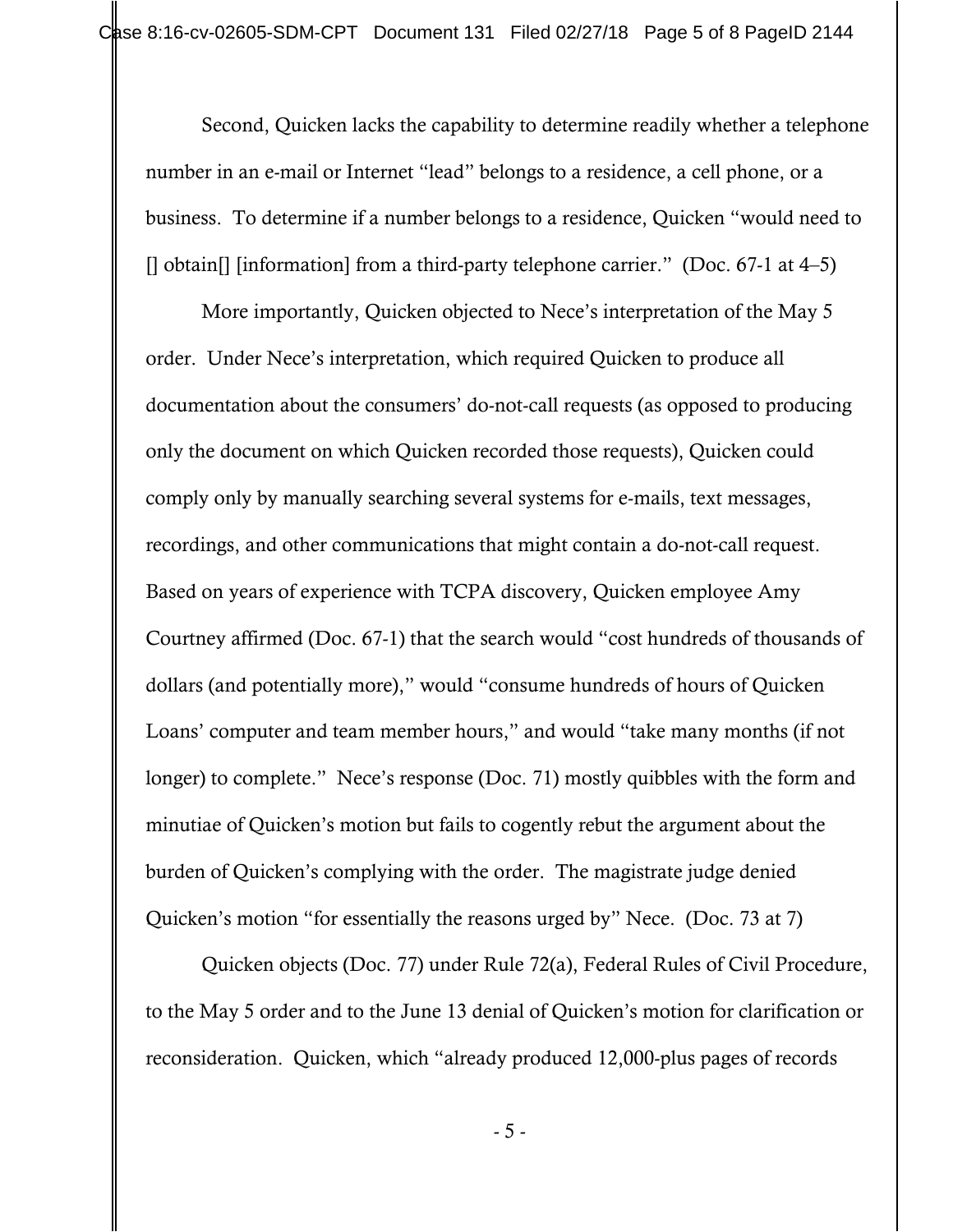Second, Quicken lacks the capability to determine readily whether a telephone number in an e-mail or Internet "lead" belongs to a residence, a cell phone, or a business. To determine if a number belongs to a residence, Quicken "would need to [] obtain[] [information] from a third-party telephone carrier." (Doc. 67-1 at 4–5)

More importantly, Quicken objected to Nece's interpretation of the May 5 order. Under Nece's interpretation, which required Quicken to produce all documentation about the consumers' do-not-call requests (as opposed to producing only the document on which Quicken recorded those requests), Quicken could comply only by manually searching several systems for e-mails, text messages, recordings, and other communications that might contain a do-not-call request. Based on years of experience with TCPA discovery, Quicken employee Amy Courtney affirmed (Doc. 67-1) that the search would "cost hundreds of thousands of dollars (and potentially more)," would "consume hundreds of hours of Quicken Loans' computer and team member hours," and would "take many months (if not longer) to complete." Nece's response (Doc. 71) mostly quibbles with the form and minutiae of Quicken's motion but fails to cogently rebut the argument about the burden of Quicken's complying with the order. The magistrate judge denied Quicken's motion "for essentially the reasons urged by" Nece. (Doc. 73 at 7)

Quicken objects (Doc. 77) under Rule 72(a), Federal Rules of Civil Procedure, to the May 5 order and to the June 13 denial of Quicken's motion for clarification or reconsideration. Quicken, which "already produced 12,000-plus pages of records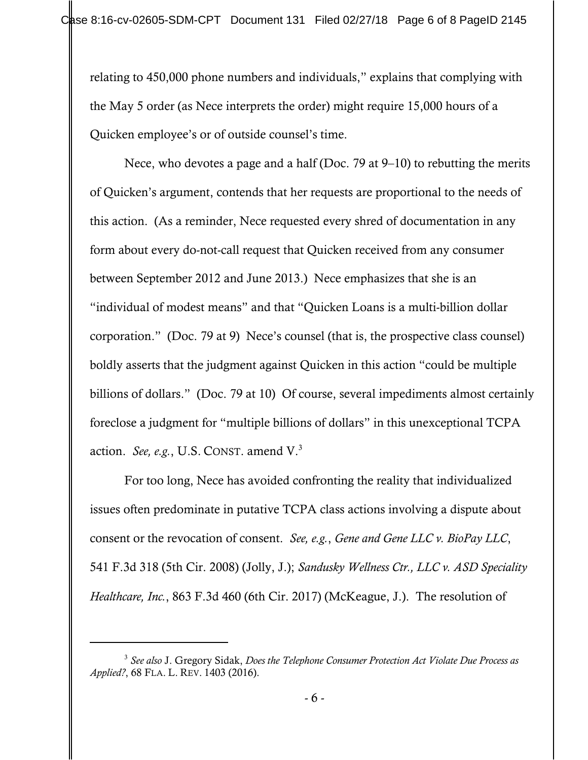relating to 450,000 phone numbers and individuals," explains that complying with the May 5 order (as Nece interprets the order) might require 15,000 hours of a Quicken employee's or of outside counsel's time.

Nece, who devotes a page and a half (Doc. 79 at 9–10) to rebutting the merits of Quicken's argument, contends that her requests are proportional to the needs of this action. (As a reminder, Nece requested every shred of documentation in any form about every do-not-call request that Quicken received from any consumer between September 2012 and June 2013.) Nece emphasizes that she is an "individual of modest means" and that "Quicken Loans is a multi-billion dollar corporation." (Doc. 79 at 9) Nece's counsel (that is, the prospective class counsel) boldly asserts that the judgment against Quicken in this action "could be multiple billions of dollars." (Doc. 79 at 10) Of course, several impediments almost certainly foreclose a judgment for "multiple billions of dollars" in this unexceptional TCPA action. *See, e.g.*, U.S. CONST. amend V.[3]

For too long, Nece has avoided confronting the reality that individualized issues often predominate in putative TCPA class actions involving a dispute about consent or the revocation of consent. *See, e.g.*, *Gene and Gene LLC v. BioPay LLC*, 541 F.3d 318 (5th Cir. 2008) (Jolly, J.); *Sandusky Wellness Ctr., LLC v. ASD Speciality Healthcare, Inc.*, 863 F.3d 460 (6th Cir. 2017) (McKeague, J.). The resolution of

---

[3] *See also* J. Gregory Sidak, *Does the Telephone Consumer Protection Act Violate Due Process as Applied?*, 68 FLA. L. REV. 1403 (2016).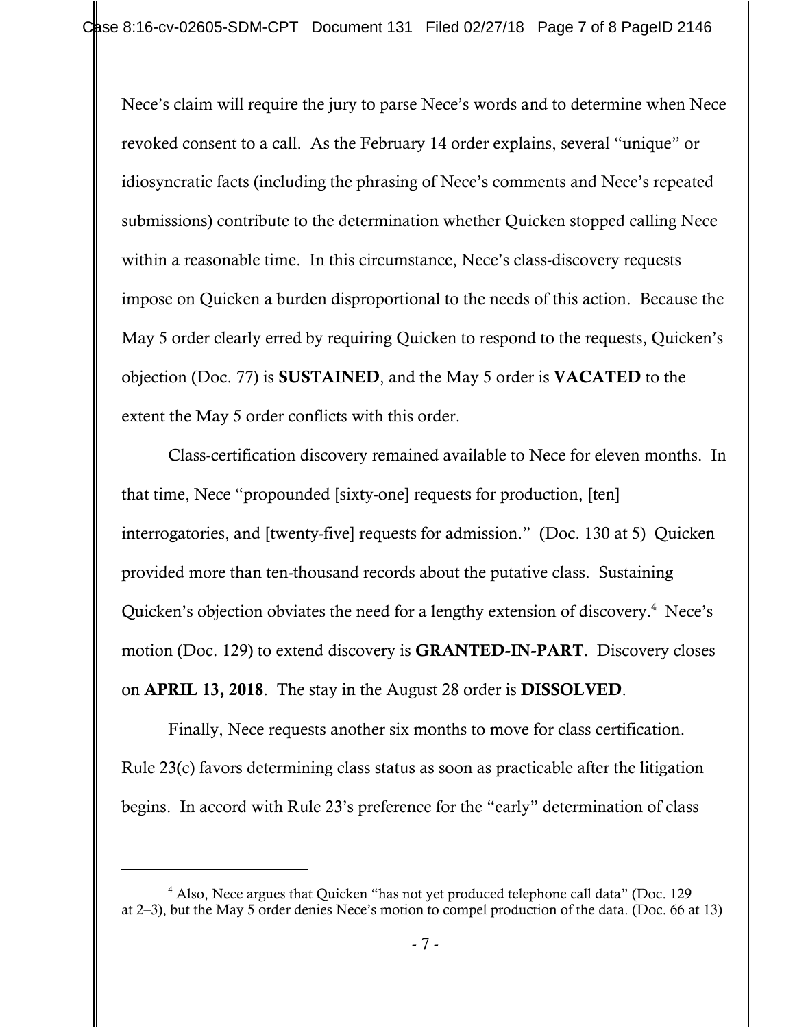Nece's claim will require the jury to parse Nece's words and to determine when Nece revoked consent to a call. As the February 14 order explains, several "unique" or idiosyncratic facts (including the phrasing of Nece's comments and Nece's repeated submissions) contribute to the determination whether Quicken stopped calling Nece within a reasonable time. In this circumstance, Nece's class-discovery requests impose on Quicken a burden disproportional to the needs of this action. Because the May 5 order clearly erred by requiring Quicken to respond to the requests, Quicken's objection (Doc. 77) is **SUSTAINED**, and the May 5 order is **VACATED** to the extent the May 5 order conflicts with this order.

Class-certification discovery remained available to Nece for eleven months. In that time, Nece "propounded [sixty-one] requests for production, [ten] interrogatories, and [twenty-five] requests for admission." (Doc. 130 at 5) Quicken provided more than ten-thousand records about the putative class. Sustaining Quicken's objection obviates the need for a lengthy extension of discovery.[4] Nece's motion (Doc. 129) to extend discovery is **GRANTED-IN-PART**. Discovery closes on **APRIL 13, 2018**. The stay in the August 28 order is **DISSOLVED**.

Finally, Nece requests another six months to move for class certification. Rule 23(c) favors determining class status as soon as practicable after the litigation begins. In accord with Rule 23's preference for the "early" determination of class

---

[4] Also, Nece argues that Quicken "has not yet produced telephone call data" (Doc. 129 at 2–3), but the May 5 order denies Nece's motion to compel production of the data. (Doc. 66 at 13)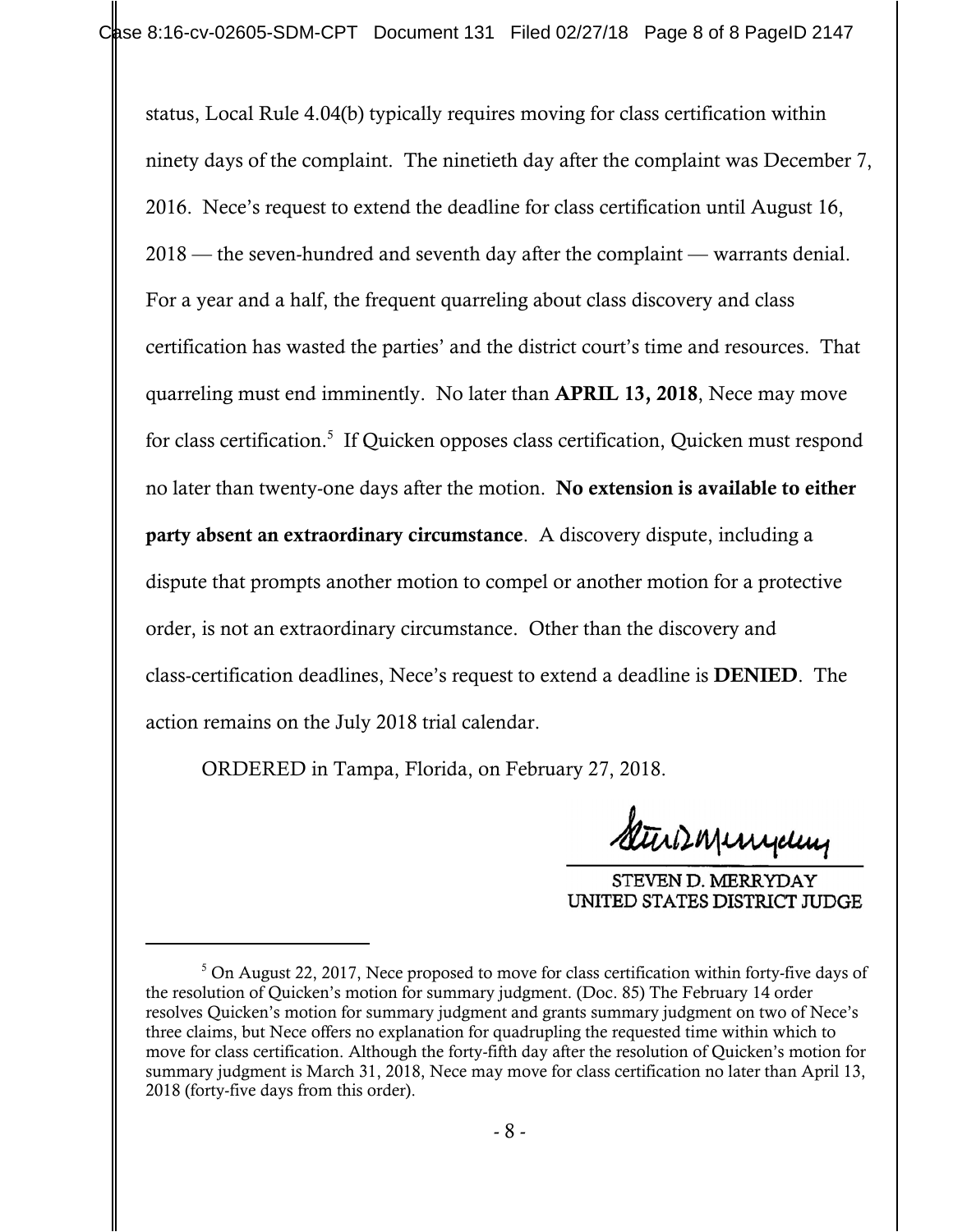status, Local Rule 4.04(b) typically requires moving for class certification within ninety days of the complaint. The ninetieth day after the complaint was December 7, 2016. Nece's request to extend the deadline for class certification until August 16, 2018 — the seven-hundred and seventh day after the complaint — warrants denial. For a year and a half, the frequent quarreling about class discovery and class certification has wasted the parties' and the district court's time and resources. That quarreling must end imminently. No later than **APRIL 13, 2018**, Nece may move for class certification.[5] If Quicken opposes class certification, Quicken must respond no later than twenty-one days after the motion. **No extension is available to either party absent an extraordinary circumstance**. A discovery dispute, including a dispute that prompts another motion to compel or another motion for a protective order, is not an extraordinary circumstance. Other than the discovery and class-certification deadlines, Nece's request to extend a deadline is **DENIED**. The action remains on the July 2018 trial calendar.

ORDERED in Tampa, Florida, on February 27, 2018.

STEVEN D. MERRYDAY
UNITED STATES DISTRICT JUDGE

---

[5] On August 22, 2017, Nece proposed to move for class certification within forty-five days of the resolution of Quicken's motion for summary judgment. (Doc. 85) The February 14 order resolves Quicken's motion for summary judgment and grants summary judgment on two of Nece's three claims, but Nece offers no explanation for quadrupling the requested time within which to move for class certification. Although the forty-fifth day after the resolution of Quicken's motion for summary judgment is March 31, 2018, Nece may move for class certification no later than April 13, 2018 (forty-five days from this order).